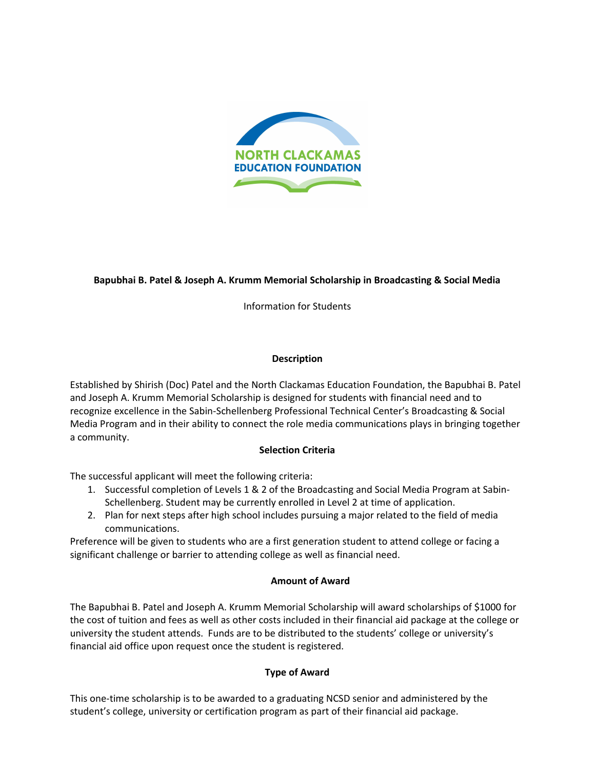NORTH CLACKAMAS EDUCATION FOUNDATION

**Bapubhai B. Patel & Joseph A. Krumm Memorial Scholarship in Broadcasting & Social Media**

Information for Students

## Description

Established by Shirish (Doc) Patel and the North Clackamas Education Foundation, the Bapubhai B. Patel and Joseph A. Krumm Memorial Scholarship is designed for students with financial need and to recognize excellence in the Sabin-Schellenberg Professional Technical Center's Broadcasting & Social Media Program and in their ability to connect the role media communications plays in bringing together a community.

## Selection Criteria

The successful applicant will meet the following criteria:

1. Successful completion of Levels 1 & 2 of the Broadcasting and Social Media Program at Sabin-Schellenberg. Student may be currently enrolled in Level 2 at time of application.
2. Plan for next steps after high school includes pursuing a major related to the field of media communications.

Preference will be given to students who are a first generation student to attend college or facing a significant challenge or barrier to attending college as well as financial need.

## Amount of Award

The Bapubhai B. Patel and Joseph A. Krumm Memorial Scholarship will award scholarships of $1000 for the cost of tuition and fees as well as other costs included in their financial aid package at the college or university the student attends. Funds are to be distributed to the students' college or university's financial aid office upon request once the student is registered.

## Type of Award

This one-time scholarship is to be awarded to a graduating NCSD senior and administered by the student's college, university or certification program as part of their financial aid package.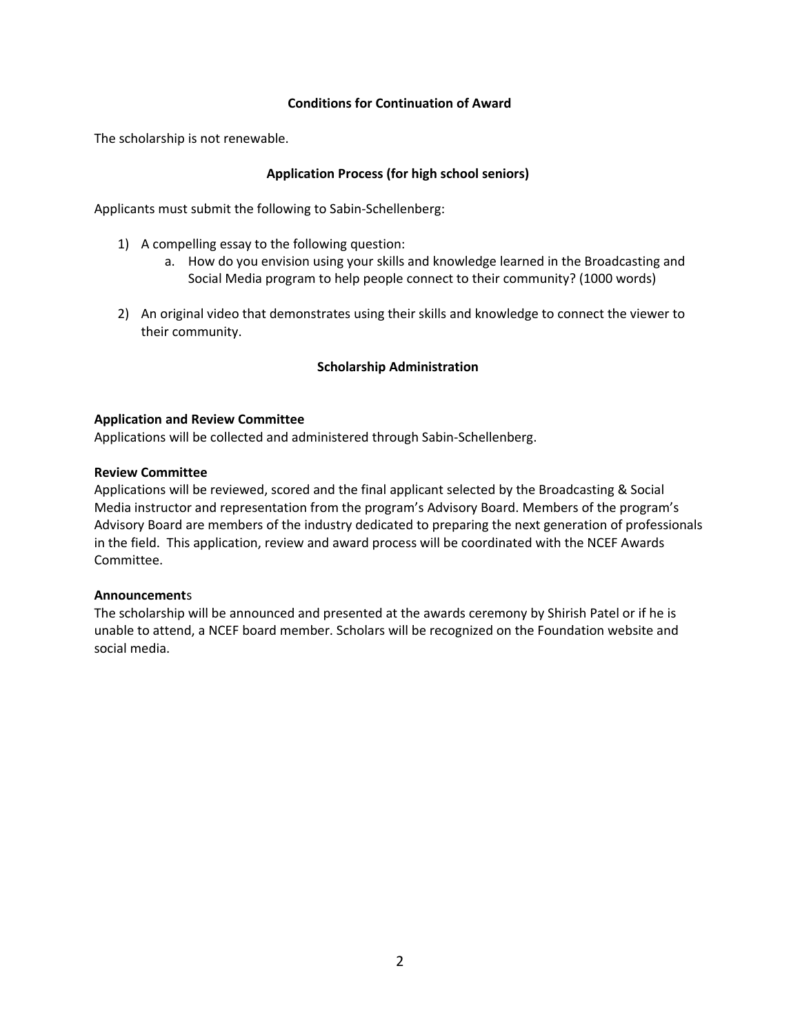## Conditions for Continuation of Award

The scholarship is not renewable.

## Application Process (for high school seniors)

Applicants must submit the following to Sabin-Schellenberg:

1) A compelling essay to the following question:
   a. How do you envision using your skills and knowledge learned in the Broadcasting and Social Media program to help people connect to their community? (1000 words)

2) An original video that demonstrates using their skills and knowledge to connect the viewer to their community.

## Scholarship Administration

**Application and Review Committee**
Applications will be collected and administered through Sabin-Schellenberg.

**Review Committee**
Applications will be reviewed, scored and the final applicant selected by the Broadcasting & Social Media instructor and representation from the program's Advisory Board. Members of the program's Advisory Board are members of the industry dedicated to preparing the next generation of professionals in the field. This application, review and award process will be coordinated with the NCEF Awards Committee.

**Announcements**
The scholarship will be announced and presented at the awards ceremony by Shirish Patel or if he is unable to attend, a NCEF board member. Scholars will be recognized on the Foundation website and social media.